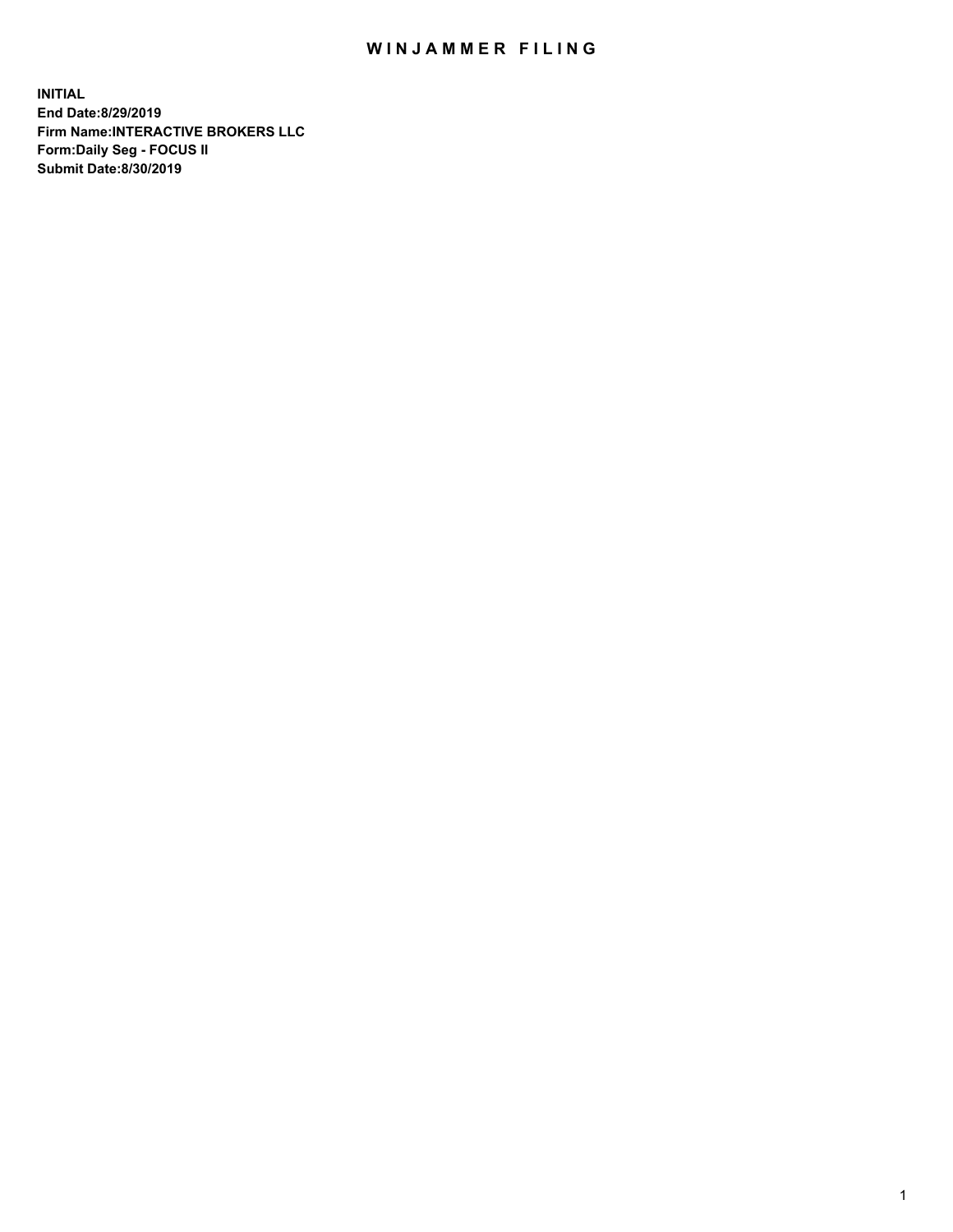# WINJAMMER FILING

**INITIAL**
**End Date:8/29/2019**
**Firm Name:INTERACTIVE BROKERS LLC**
**Form:Daily Seg - FOCUS II**
**Submit Date:8/30/2019**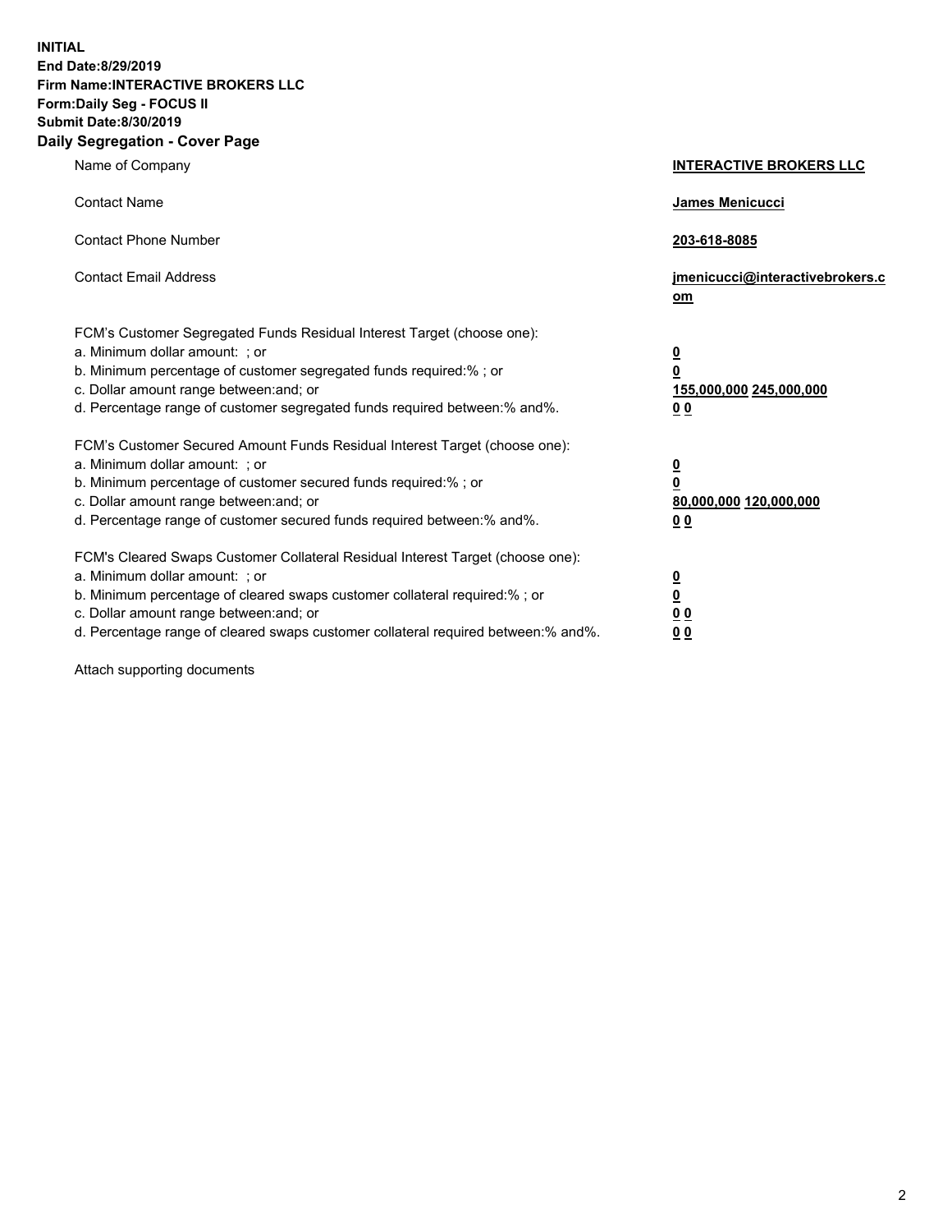**INITIAL**
**End Date:8/29/2019**
**Firm Name:INTERACTIVE BROKERS LLC**
**Form:Daily Seg - FOCUS II**
**Submit Date:8/30/2019**

**Daily Segregation - Cover Page**

| | |
|---|---|
| Name of Company | **INTERACTIVE BROKERS LLC** |
| Contact Name | **James Menicucci** |
| Contact Phone Number | **203-618-8085** |
| Contact Email Address | **jmenicucci@interactivebrokers.com** |

FCM's Customer Segregated Funds Residual Interest Target (choose one):

| | |
|---|---|
| a. Minimum dollar amount: ; or | **0** |
| b. Minimum percentage of customer segregated funds required:% ; or | **0** |
| c. Dollar amount range between:and; or | **155,000,000 245,000,000** |
| d. Percentage range of customer segregated funds required between:% and%. | **0 0** |

FCM's Customer Secured Amount Funds Residual Interest Target (choose one):

| | |
|---|---|
| a. Minimum dollar amount: ; or | **0** |
| b. Minimum percentage of customer secured funds required:% ; or | **0** |
| c. Dollar amount range between:and; or | **80,000,000 120,000,000** |
| d. Percentage range of customer secured funds required between:% and%. | **0 0** |

FCM's Cleared Swaps Customer Collateral Residual Interest Target (choose one):

| | |
|---|---|
| a. Minimum dollar amount: ; or | **0** |
| b. Minimum percentage of cleared swaps customer collateral required:% ; or | **0** |
| c. Dollar amount range between:and; or | **0 0** |
| d. Percentage range of cleared swaps customer collateral required between:% and%. | **0 0** |

Attach supporting documents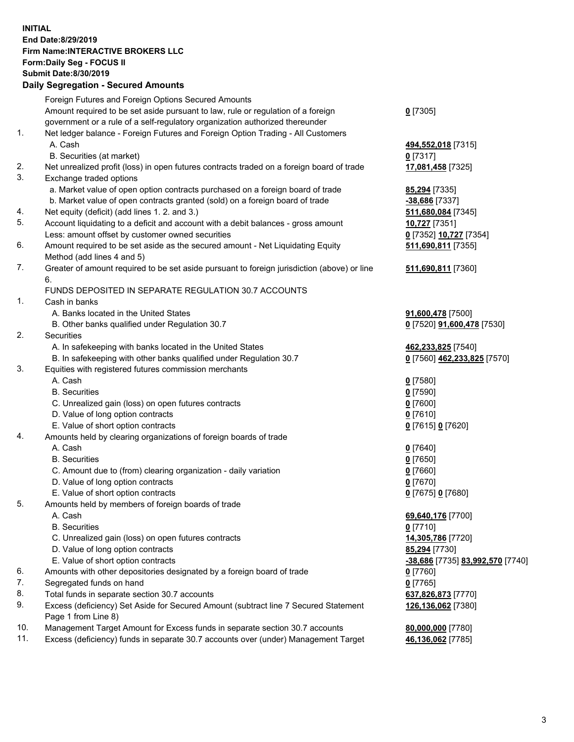**INITIAL**
**End Date:8/29/2019**
**Firm Name:INTERACTIVE BROKERS LLC**
**Form:Daily Seg - FOCUS II**
**Submit Date:8/30/2019**
**Daily Segregation - Secured Amounts**

| | | |
|---|---|---|
| | Foreign Futures and Foreign Options Secured Amounts | |
| | Amount required to be set aside pursuant to law, rule or regulation of a foreign government or a rule of a self-regulatory organization authorized thereunder | **0** [7305] |
| 1. | Net ledger balance - Foreign Futures and Foreign Option Trading - All Customers | |
| | A. Cash | **494,552,018** [7315] |
| | B. Securities (at market) | **0** [7317] |
| 2. | Net unrealized profit (loss) in open futures contracts traded on a foreign board of trade | **17,081,458** [7325] |
| 3. | Exchange traded options | |
| | a. Market value of open option contracts purchased on a foreign board of trade | **85,294** [7335] |
| | b. Market value of open contracts granted (sold) on a foreign board of trade | **-38,686** [7337] |
| 4. | Net equity (deficit) (add lines 1. 2. and 3.) | **511,680,084** [7345] |
| 5. | Account liquidating to a deficit and account with a debit balances - gross amount | **10,727** [7351] |
| | Less: amount offset by customer owned securities | **0** [7352] **10,727** [7354] |
| 6. | Amount required to be set aside as the secured amount - Net Liquidating Equity Method (add lines 4 and 5) | **511,690,811** [7355] |
| 7. | Greater of amount required to be set aside pursuant to foreign jurisdiction (above) or line 6. | **511,690,811** [7360] |
| | FUNDS DEPOSITED IN SEPARATE REGULATION 30.7 ACCOUNTS | |
| 1. | Cash in banks | |
| | A. Banks located in the United States | **91,600,478** [7500] |
| | B. Other banks qualified under Regulation 30.7 | **0** [7520] **91,600,478** [7530] |
| 2. | Securities | |
| | A. In safekeeping with banks located in the United States | **462,233,825** [7540] |
| | B. In safekeeping with other banks qualified under Regulation 30.7 | **0** [7560] **462,233,825** [7570] |
| 3. | Equities with registered futures commission merchants | |
| | A. Cash | **0** [7580] |
| | B. Securities | **0** [7590] |
| | C. Unrealized gain (loss) on open futures contracts | **0** [7600] |
| | D. Value of long option contracts | **0** [7610] |
| | E. Value of short option contracts | **0** [7615] **0** [7620] |
| 4. | Amounts held by clearing organizations of foreign boards of trade | |
| | A. Cash | **0** [7640] |
| | B. Securities | **0** [7650] |
| | C. Amount due to (from) clearing organization - daily variation | **0** [7660] |
| | D. Value of long option contracts | **0** [7670] |
| | E. Value of short option contracts | **0** [7675] **0** [7680] |
| 5. | Amounts held by members of foreign boards of trade | |
| | A. Cash | **69,640,176** [7700] |
| | B. Securities | **0** [7710] |
| | C. Unrealized gain (loss) on open futures contracts | **14,305,786** [7720] |
| | D. Value of long option contracts | **85,294** [7730] |
| | E. Value of short option contracts | **-38,686** [7735] **83,992,570** [7740] |
| 6. | Amounts with other depositories designated by a foreign board of trade | **0** [7760] |
| 7. | Segregated funds on hand | **0** [7765] |
| 8. | Total funds in separate section 30.7 accounts | **637,826,873** [7770] |
| 9. | Excess (deficiency) Set Aside for Secured Amount (subtract line 7 Secured Statement Page 1 from Line 8) | **126,136,062** [7380] |
| 10. | Management Target Amount for Excess funds in separate section 30.7 accounts | **80,000,000** [7780] |
| 11. | Excess (deficiency) funds in separate 30.7 accounts over (under) Management Target | **46,136,062** [7785] |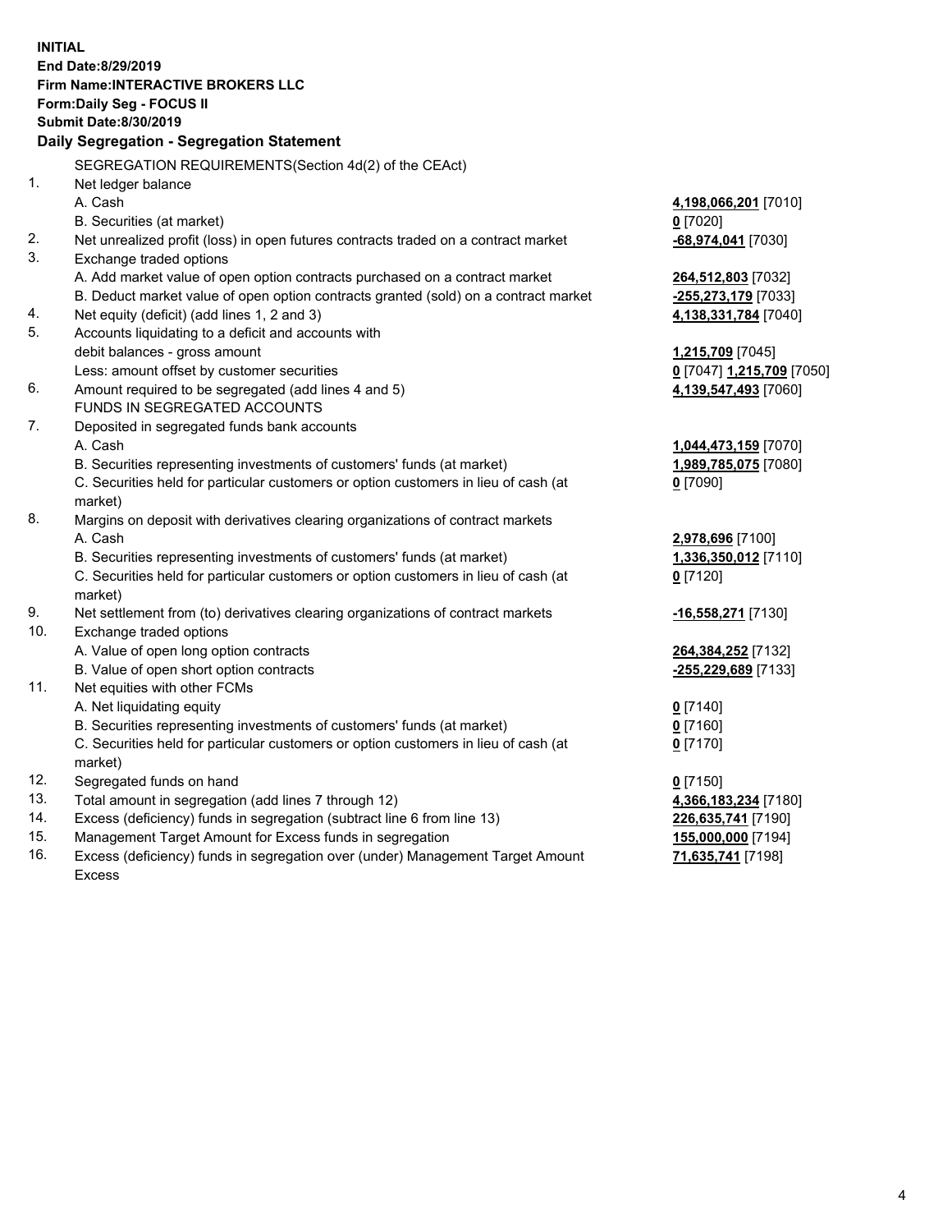**INITIAL**
**End Date:8/29/2019**
**Firm Name:INTERACTIVE BROKERS LLC**
**Form:Daily Seg - FOCUS II**
**Submit Date:8/30/2019**

## Daily Segregation - Segregation Statement

| | | |
|---|---|---|
| | SEGREGATION REQUIREMENTS(Section 4d(2) of the CEAct) | |
| 1. | Net ledger balance | |
| | A. Cash | **4,198,066,201** [7010] |
| | B. Securities (at market) | **0** [7020] |
| 2. | Net unrealized profit (loss) in open futures contracts traded on a contract market | **-68,974,041** [7030] |
| 3. | Exchange traded options | |
| | A. Add market value of open option contracts purchased on a contract market | **264,512,803** [7032] |
| | B. Deduct market value of open option contracts granted (sold) on a contract market | **-255,273,179** [7033] |
| 4. | Net equity (deficit) (add lines 1, 2 and 3) | **4,138,331,784** [7040] |
| 5. | Accounts liquidating to a deficit and accounts with | |
| | debit balances - gross amount | **1,215,709** [7045] |
| | Less: amount offset by customer securities | **0** [7047] **1,215,709** [7050] |
| 6. | Amount required to be segregated (add lines 4 and 5) | **4,139,547,493** [7060] |
| | FUNDS IN SEGREGATED ACCOUNTS | |
| 7. | Deposited in segregated funds bank accounts | |
| | A. Cash | **1,044,473,159** [7070] |
| | B. Securities representing investments of customers' funds (at market) | **1,989,785,075** [7080] |
| | C. Securities held for particular customers or option customers in lieu of cash (at market) | **0** [7090] |
| 8. | Margins on deposit with derivatives clearing organizations of contract markets | |
| | A. Cash | **2,978,696** [7100] |
| | B. Securities representing investments of customers' funds (at market) | **1,336,350,012** [7110] |
| | C. Securities held for particular customers or option customers in lieu of cash (at market) | **0** [7120] |
| 9. | Net settlement from (to) derivatives clearing organizations of contract markets | **-16,558,271** [7130] |
| 10. | Exchange traded options | |
| | A. Value of open long option contracts | **264,384,252** [7132] |
| | B. Value of open short option contracts | **-255,229,689** [7133] |
| 11. | Net equities with other FCMs | |
| | A. Net liquidating equity | **0** [7140] |
| | B. Securities representing investments of customers' funds (at market) | **0** [7160] |
| | C. Securities held for particular customers or option customers in lieu of cash (at market) | **0** [7170] |
| 12. | Segregated funds on hand | **0** [7150] |
| 13. | Total amount in segregation (add lines 7 through 12) | **4,366,183,234** [7180] |
| 14. | Excess (deficiency) funds in segregation (subtract line 6 from line 13) | **226,635,741** [7190] |
| 15. | Management Target Amount for Excess funds in segregation | **155,000,000** [7194] |
| 16. | Excess (deficiency) funds in segregation over (under) Management Target Amount Excess | **71,635,741** [7198] |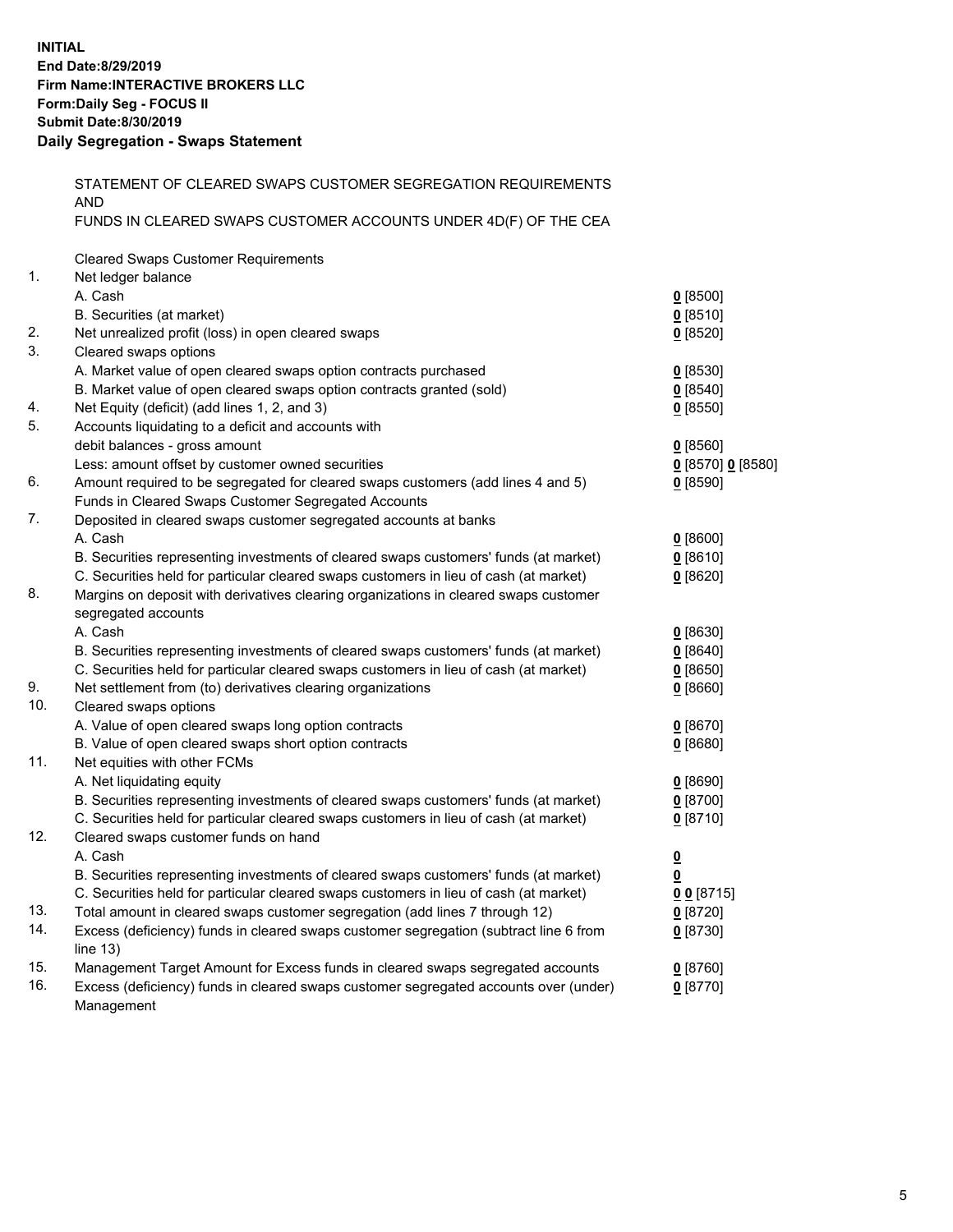**INITIAL**
**End Date:8/29/2019**
**Firm Name:INTERACTIVE BROKERS LLC**
**Form:Daily Seg - FOCUS II**
**Submit Date:8/30/2019**
**Daily Segregation - Swaps Statement**

STATEMENT OF CLEARED SWAPS CUSTOMER SEGREGATION REQUIREMENTS AND FUNDS IN CLEARED SWAPS CUSTOMER ACCOUNTS UNDER 4D(F) OF THE CEA

| | | |
|---|---|---|
| | Cleared Swaps Customer Requirements | |
| 1. | Net ledger balance | |
| | A. Cash | 0 [8500] |
| | B. Securities (at market) | 0 [8510] |
| 2. | Net unrealized profit (loss) in open cleared swaps | 0 [8520] |
| 3. | Cleared swaps options | |
| | A. Market value of open cleared swaps option contracts purchased | 0 [8530] |
| | B. Market value of open cleared swaps option contracts granted (sold) | 0 [8540] |
| 4. | Net Equity (deficit) (add lines 1, 2, and 3) | 0 [8550] |
| 5. | Accounts liquidating to a deficit and accounts with debit balances - gross amount | 0 [8560] |
| | Less: amount offset by customer owned securities | 0 [8570] 0 [8580] |
| 6. | Amount required to be segregated for cleared swaps customers (add lines 4 and 5) | 0 [8590] |
| | Funds in Cleared Swaps Customer Segregated Accounts | |
| 7. | Deposited in cleared swaps customer segregated accounts at banks | |
| | A. Cash | 0 [8600] |
| | B. Securities representing investments of cleared swaps customers' funds (at market) | 0 [8610] |
| | C. Securities held for particular cleared swaps customers in lieu of cash (at market) | 0 [8620] |
| 8. | Margins on deposit with derivatives clearing organizations in cleared swaps customer segregated accounts | |
| | A. Cash | 0 [8630] |
| | B. Securities representing investments of cleared swaps customers' funds (at market) | 0 [8640] |
| | C. Securities held for particular cleared swaps customers in lieu of cash (at market) | 0 [8650] |
| 9. | Net settlement from (to) derivatives clearing organizations | 0 [8660] |
| 10. | Cleared swaps options | |
| | A. Value of open cleared swaps long option contracts | 0 [8670] |
| | B. Value of open cleared swaps short option contracts | 0 [8680] |
| 11. | Net equities with other FCMs | |
| | A. Net liquidating equity | 0 [8690] |
| | B. Securities representing investments of cleared swaps customers' funds (at market) | 0 [8700] |
| | C. Securities held for particular cleared swaps customers in lieu of cash (at market) | 0 [8710] |
| 12. | Cleared swaps customer funds on hand | |
| | A. Cash | 0 |
| | B. Securities representing investments of cleared swaps customers' funds (at market) | 0 |
| | C. Securities held for particular cleared swaps customers in lieu of cash (at market) | 0 0 [8715] |
| 13. | Total amount in cleared swaps customer segregation (add lines 7 through 12) | 0 [8720] |
| 14. | Excess (deficiency) funds in cleared swaps customer segregation (subtract line 6 from line 13) | 0 [8730] |
| 15. | Management Target Amount for Excess funds in cleared swaps segregated accounts | 0 [8760] |
| 16. | Excess (deficiency) funds in cleared swaps customer segregated accounts over (under) Management | 0 [8770] |